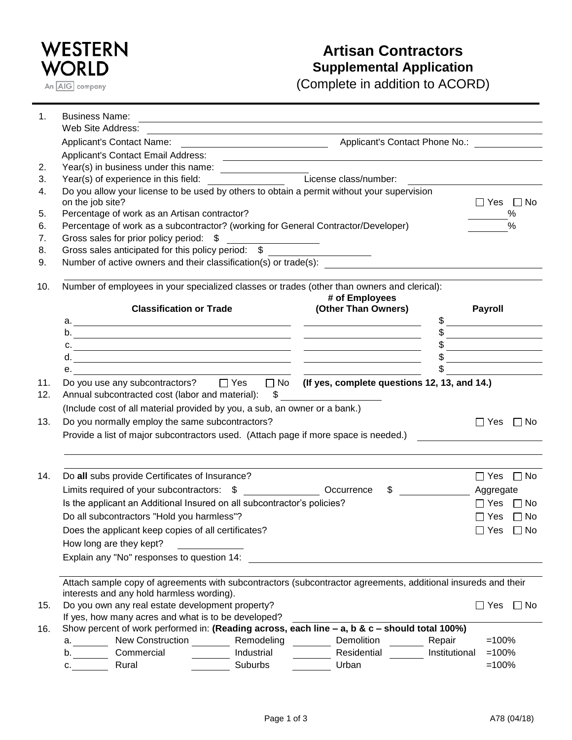WESTERN WORLD
An AIG company

# Artisan Contractors
## Supplemental Application
(Complete in addition to ACORD)

1. Business Name: ____________________
   Web Site Address: ____________________
   Applicant's Contact Name: ____________________ Applicant's Contact Phone No.: ____________________
   Applicant's Contact Email Address: ____________________
2. Year(s) in business under this name: ____________________
3. Year(s) of experience in this field: ____________ License class/number: ____________________
4. Do you allow your license to be used by others to obtain a permit without your supervision on the job site? ☐ Yes ☐ No
5. Percentage of work as an Artisan contractor? ______%
6. Percentage of work as a subcontractor? (working for General Contractor/Developer) ______%
7. Gross sales for prior policy period: $ ____________
8. Gross sales anticipated for this policy period: $ ____________
9. Number of active owners and their classification(s) or trade(s): ____________________

10. Number of employees in your specialized classes or trades (other than owners and clerical):

| | Classification or Trade | # of Employees (Other Than Owners) | Payroll |
|---|---|---|---|
| a. | | | $ |
| b. | | | $ |
| c. | | | $ |
| d. | | | $ |
| e. | | | $ |

11. Do you use any subcontractors? ☐ Yes ☐ No **(If yes, complete questions 12, 13, and 14.)**
12. Annual subcontracted cost (labor and material): $ ____________
    (Include cost of all material provided by you, a sub, an owner or a bank.)
13. Do you normally employ the same subcontractors? ☐ Yes ☐ No
    Provide a list of major subcontractors used. (Attach page if more space is needed.) ____________________

14. Do **all** subs provide Certificates of Insurance? ☐ Yes ☐ No
    Limits required of your subcontractors: $ ____________ Occurrence $ ____________ Aggregate
    Is the applicant an Additional Insured on all subcontractor's policies? ☐ Yes ☐ No
    Do all subcontractors "Hold you harmless"? ☐ Yes ☐ No
    Does the applicant keep copies of all certificates? ☐ Yes ☐ No
    How long are they kept? ____________
    Explain any "No" responses to question 14: ____________________

    Attach sample copy of agreements with subcontractors (subcontractor agreements, additional insureds and their interests and any hold harmless wording).
15. Do you own any real estate development property? ☐ Yes ☐ No
    If yes, how many acres and what is to be developed? ____________________
16. Show percent of work performed in: **(Reading across, each line – a, b & c – should total 100%)**

| | | | | | | | | |
|---|---|---|---|---|---|---|---|---|
| a. ______ | New Construction | ______ | Remodeling | ______ | Demolition | ______ | Repair | =100% |
| b. ______ | Commercial | ______ | Industrial | ______ | Residential | ______ | Institutional | =100% |
| c. ______ | Rural | ______ | Suburbs | ______ | Urban | | | =100% |

A78 (04/18)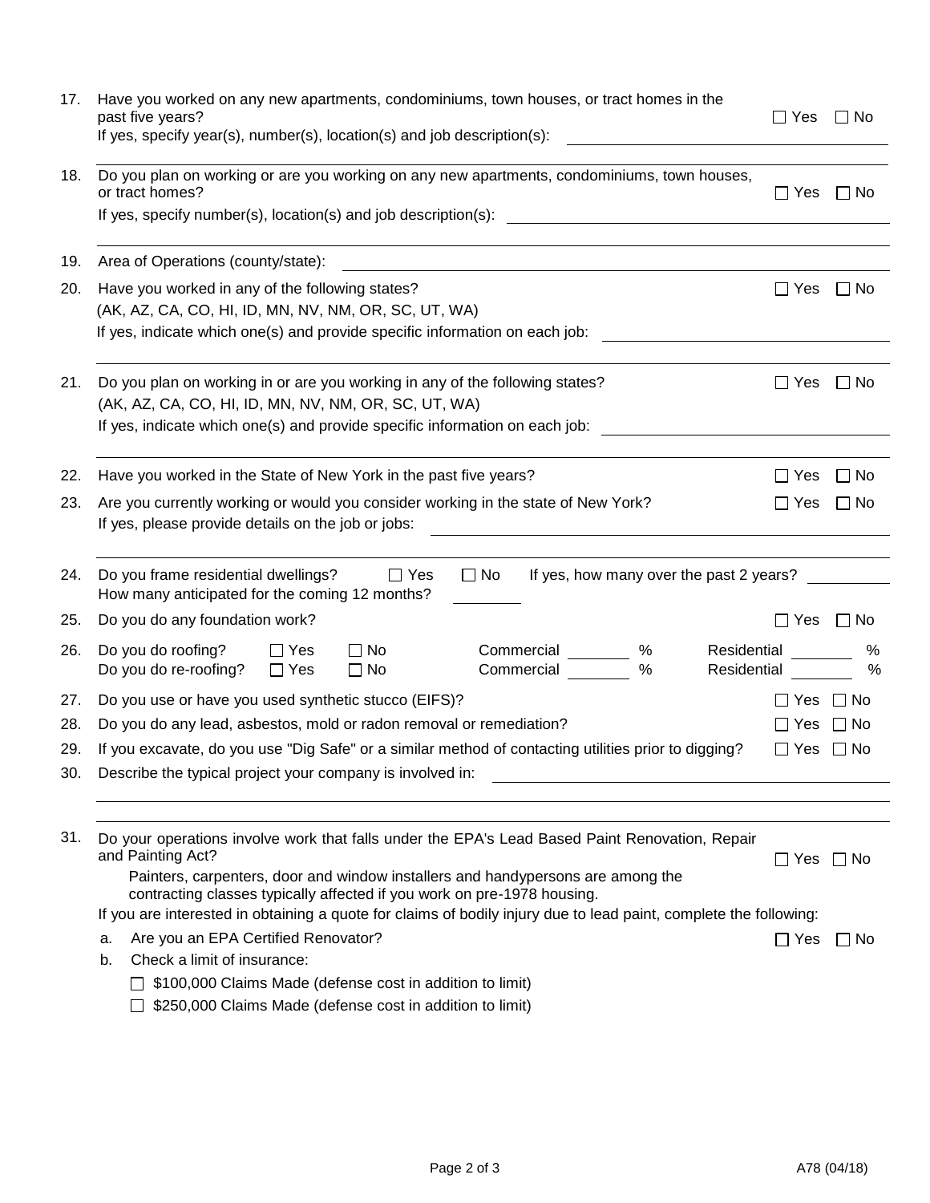17. Have you worked on any new apartments, condominiums, town houses, or tract homes in the past five years? ☐ Yes ☐ No
    If yes, specify year(s), number(s), location(s) and job description(s): ______________________

18. Do you plan on working or are you working on any new apartments, condominiums, town houses, or tract homes? ☐ Yes ☐ No
    If yes, specify number(s), location(s) and job description(s): ______________________

19. Area of Operations (county/state): ______________________

20. Have you worked in any of the following states? ☐ Yes ☐ No
    (AK, AZ, CA, CO, HI, ID, MN, NV, NM, OR, SC, UT, WA)
    If yes, indicate which one(s) and provide specific information on each job: ______________________

21. Do you plan on working in or are you working in any of the following states? ☐ Yes ☐ No
    (AK, AZ, CA, CO, HI, ID, MN, NV, NM, OR, SC, UT, WA)
    If yes, indicate which one(s) and provide specific information on each job: ______________________

22. Have you worked in the State of New York in the past five years? ☐ Yes ☐ No

23. Are you currently working or would you consider working in the state of New York? ☐ Yes ☐ No
    If yes, please provide details on the job or jobs: ______________________

24. Do you frame residential dwellings? ☐ Yes ☐ No If yes, how many over the past 2 years? ________
    How many anticipated for the coming 12 months? ________

25. Do you do any foundation work? ☐ Yes ☐ No

26. Do you do roofing? ☐ Yes ☐ No Commercial ______ % Residential ______ %
    Do you do re-roofing? ☐ Yes ☐ No Commercial ______ % Residential ______ %

27. Do you use or have you used synthetic stucco (EIFS)? ☐ Yes ☐ No

28. Do you do any lead, asbestos, mold or radon removal or remediation? ☐ Yes ☐ No

29. If you excavate, do you use "Dig Safe" or a similar method of contacting utilities prior to digging? ☐ Yes ☐ No

30. Describe the typical project your company is involved in: ______________________

31. Do your operations involve work that falls under the EPA's Lead Based Paint Renovation, Repair and Painting Act? ☐ Yes ☐ No
    Painters, carpenters, door and window installers and handypersons are among the contracting classes typically affected if you work on pre-1978 housing.
    If you are interested in obtaining a quote for claims of bodily injury due to lead paint, complete the following:
    a. Are you an EPA Certified Renovator? ☐ Yes ☐ No
    b. Check a limit of insurance:
       ☐ $100,000 Claims Made (defense cost in addition to limit)
       ☐ $250,000 Claims Made (defense cost in addition to limit)

A78 (04/18)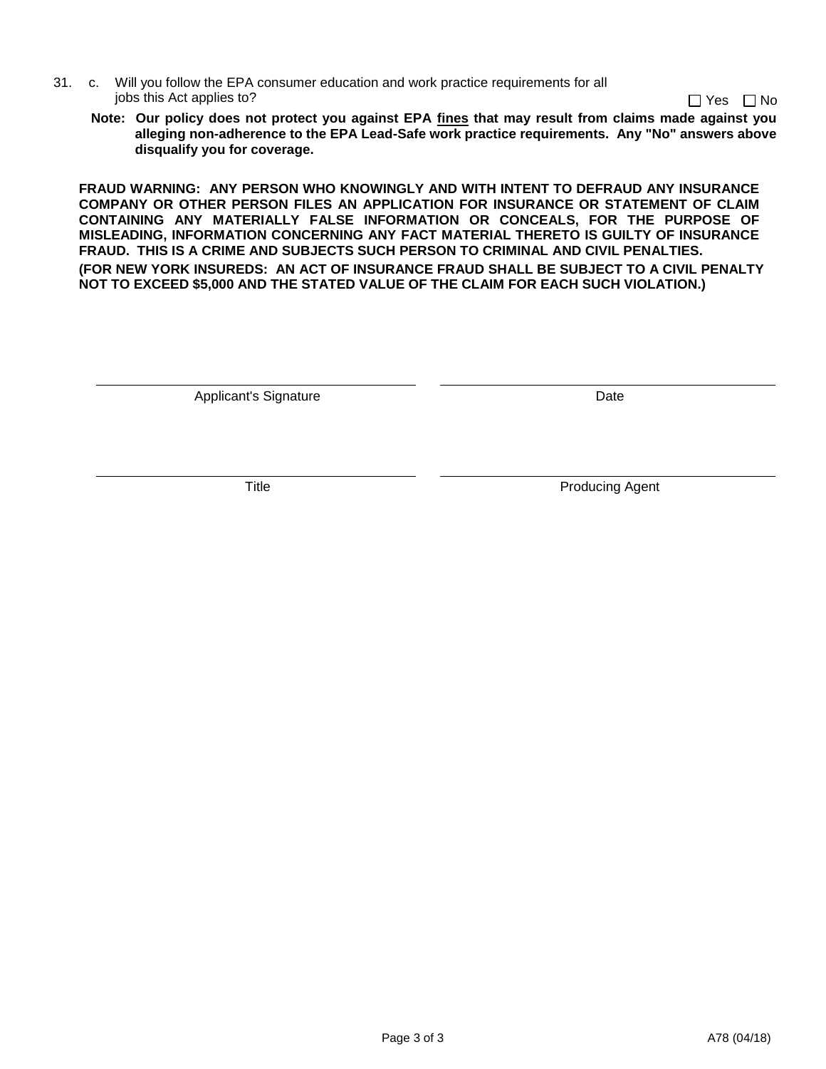31. c. Will you follow the EPA consumer education and work practice requirements for all jobs this Act applies to? ☐ Yes ☐ No

**Note: Our policy does not protect you against EPA <u>fines</u> that may result from claims made against you alleging non-adherence to the EPA Lead-Safe work practice requirements. Any "No" answers above disqualify you for coverage.**

**FRAUD WARNING: ANY PERSON WHO KNOWINGLY AND WITH INTENT TO DEFRAUD ANY INSURANCE COMPANY OR OTHER PERSON FILES AN APPLICATION FOR INSURANCE OR STATEMENT OF CLAIM CONTAINING ANY MATERIALLY FALSE INFORMATION OR CONCEALS, FOR THE PURPOSE OF MISLEADING, INFORMATION CONCERNING ANY FACT MATERIAL THERETO IS GUILTY OF INSURANCE FRAUD. THIS IS A CRIME AND SUBJECTS SUCH PERSON TO CRIMINAL AND CIVIL PENALTIES.**

**(FOR NEW YORK INSUREDS: AN ACT OF INSURANCE FRAUD SHALL BE SUBJECT TO A CIVIL PENALTY NOT TO EXCEED $5,000 AND THE STATED VALUE OF THE CLAIM FOR EACH SUCH VIOLATION.)**

\_\_\_\_\_\_\_\_\_\_\_\_\_\_\_\_\_\_\_\_\_\_\_\_\_\_\_\_\_\_ \_\_\_\_\_\_\_\_\_\_\_\_\_\_\_\_\_\_\_\_\_\_\_\_\_\_\_\_\_\_

Applicant's Signature Date

\_\_\_\_\_\_\_\_\_\_\_\_\_\_\_\_\_\_\_\_\_\_\_\_\_\_\_\_\_\_ \_\_\_\_\_\_\_\_\_\_\_\_\_\_\_\_\_\_\_\_\_\_\_\_\_\_\_\_\_\_

Title Producing Agent

A78 (04/18)